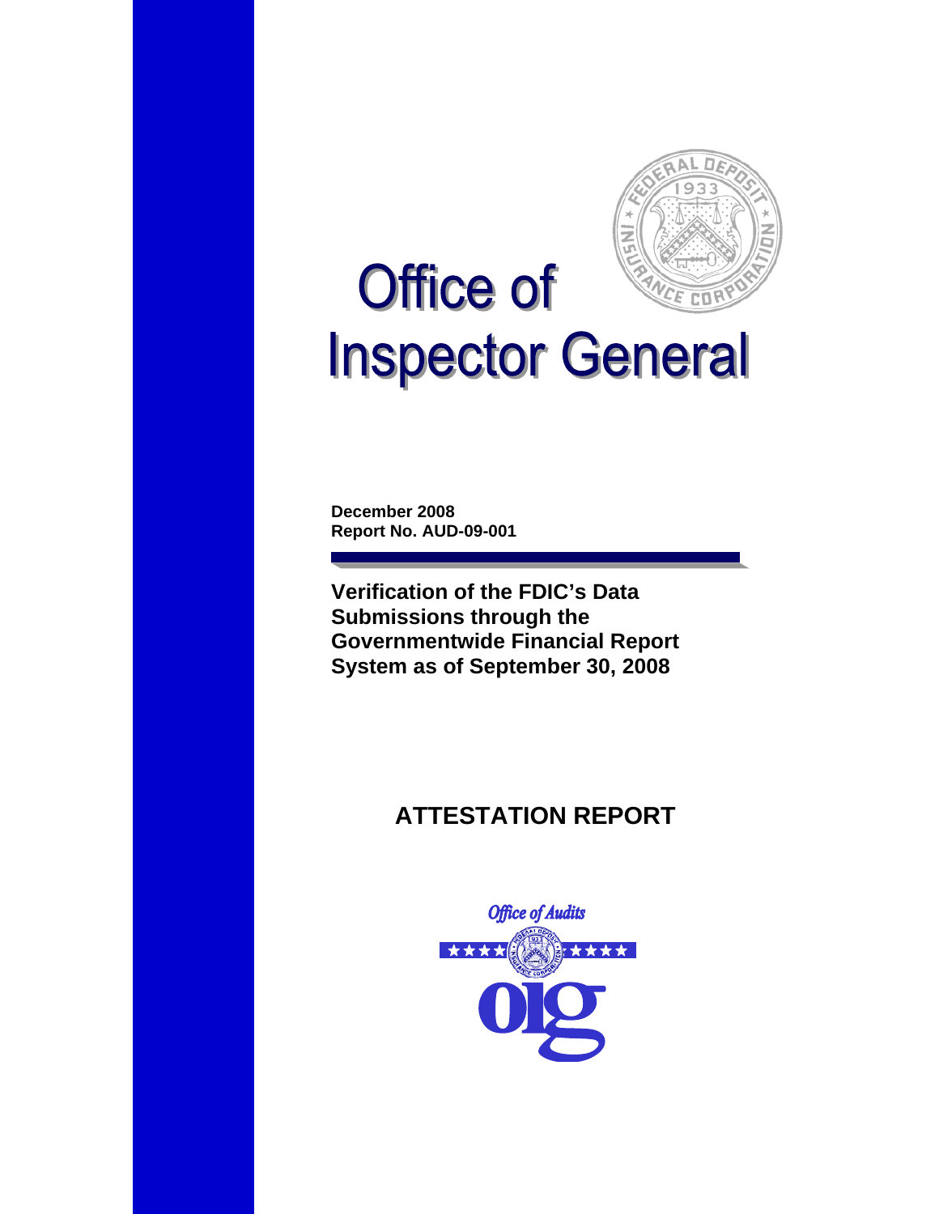# Office of Inspector General

**December 2008**
**Report No. AUD-09-001**

## Verification of the FDIC's Data Submissions through the Governmentwide Financial Report System as of September 30, 2008

## ATTESTATION REPORT

Office of Audits

oig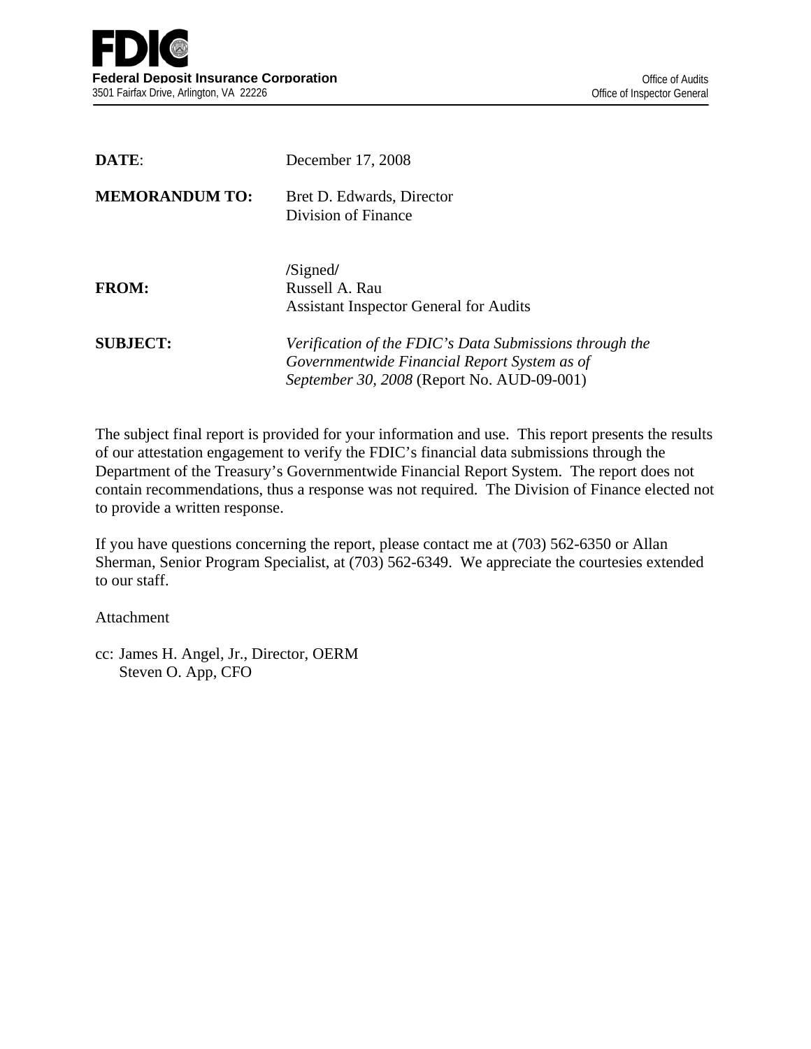**FDIC**

**Federal Deposit Insurance Corporation**
3501 Fairfax Drive, Arlington, VA 22226

Office of Audits
Office of Inspector General

**DATE**: December 17, 2008

**MEMORANDUM TO:** Bret D. Edwards, Director
Division of Finance

**FROM:** /Signed/
Russell A. Rau
Assistant Inspector General for Audits

**SUBJECT:** *Verification of the FDIC's Data Submissions through the Governmentwide Financial Report System as of September 30, 2008* (Report No. AUD-09-001)

The subject final report is provided for your information and use. This report presents the results of our attestation engagement to verify the FDIC's financial data submissions through the Department of the Treasury's Governmentwide Financial Report System. The report does not contain recommendations, thus a response was not required. The Division of Finance elected not to provide a written response.

If you have questions concerning the report, please contact me at (703) 562-6350 or Allan Sherman, Senior Program Specialist, at (703) 562-6349. We appreciate the courtesies extended to our staff.

Attachment

cc: James H. Angel, Jr., Director, OERM
Steven O. App, CFO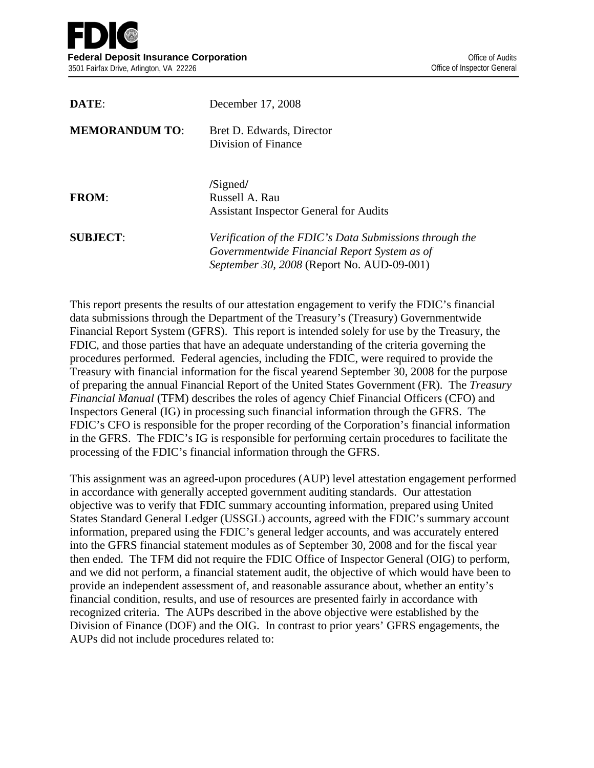**FDIC**

**Federal Deposit Insurance Corporation**
3501 Fairfax Drive, Arlington, VA 22226

Office of Audits
Office of Inspector General

| | |
|---|---|
| **DATE**: | December 17, 2008 |
| **MEMORANDUM TO**: | Bret D. Edwards, Director<br>Division of Finance |
| **FROM**: | /Signed/<br>Russell A. Rau<br>Assistant Inspector General for Audits |
| **SUBJECT**: | *Verification of the FDIC's Data Submissions through the Governmentwide Financial Report System as of September 30, 2008* (Report No. AUD-09-001) |

This report presents the results of our attestation engagement to verify the FDIC's financial data submissions through the Department of the Treasury's (Treasury) Governmentwide Financial Report System (GFRS). This report is intended solely for use by the Treasury, the FDIC, and those parties that have an adequate understanding of the criteria governing the procedures performed. Federal agencies, including the FDIC, were required to provide the Treasury with financial information for the fiscal yearend September 30, 2008 for the purpose of preparing the annual Financial Report of the United States Government (FR). The *Treasury Financial Manual* (TFM) describes the roles of agency Chief Financial Officers (CFO) and Inspectors General (IG) in processing such financial information through the GFRS. The FDIC's CFO is responsible for the proper recording of the Corporation's financial information in the GFRS. The FDIC's IG is responsible for performing certain procedures to facilitate the processing of the FDIC's financial information through the GFRS.

This assignment was an agreed-upon procedures (AUP) level attestation engagement performed in accordance with generally accepted government auditing standards. Our attestation objective was to verify that FDIC summary accounting information, prepared using United States Standard General Ledger (USSGL) accounts, agreed with the FDIC's summary account information, prepared using the FDIC's general ledger accounts, and was accurately entered into the GFRS financial statement modules as of September 30, 2008 and for the fiscal year then ended. The TFM did not require the FDIC Office of Inspector General (OIG) to perform, and we did not perform, a financial statement audit, the objective of which would have been to provide an independent assessment of, and reasonable assurance about, whether an entity's financial condition, results, and use of resources are presented fairly in accordance with recognized criteria. The AUPs described in the above objective were established by the Division of Finance (DOF) and the OIG. In contrast to prior years' GFRS engagements, the AUPs did not include procedures related to: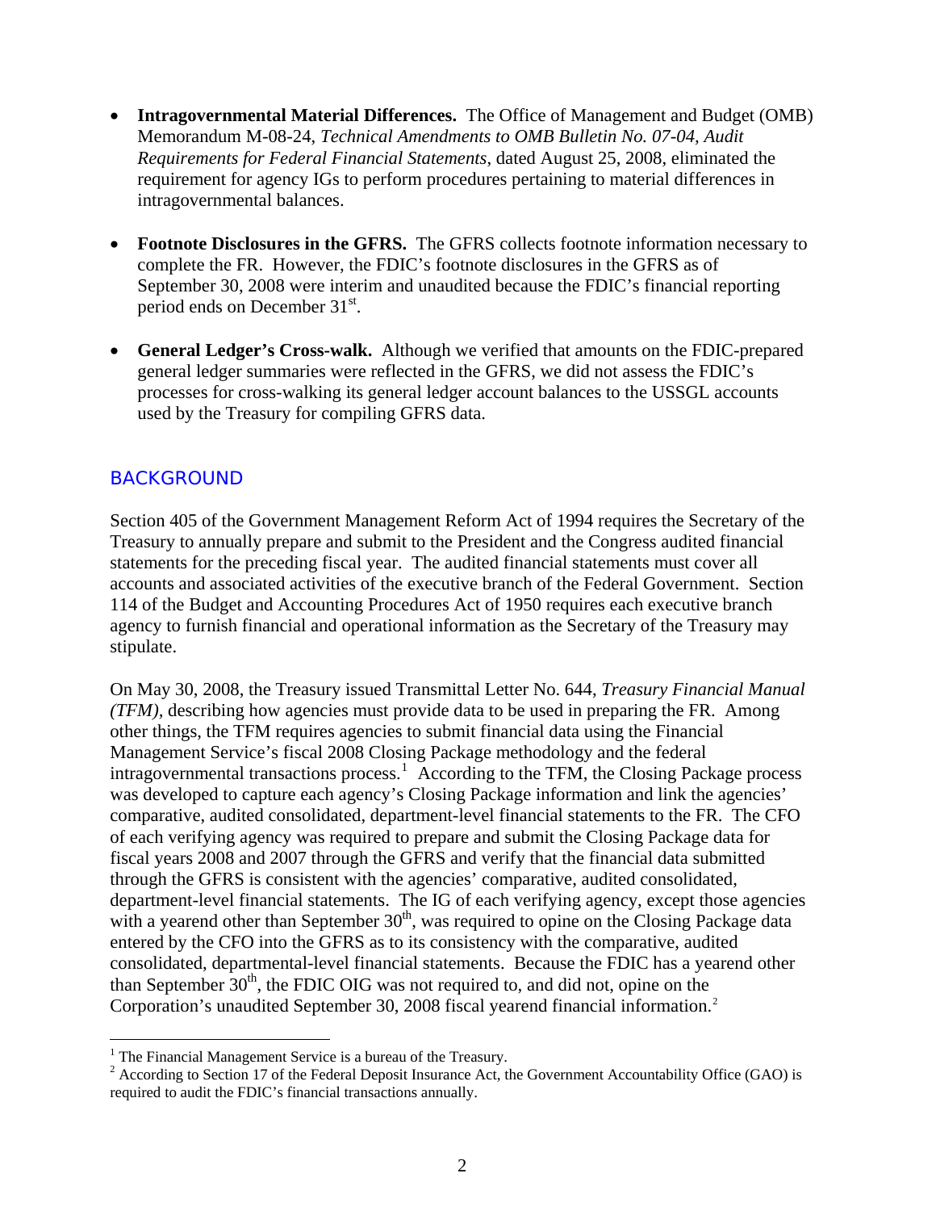- **Intragovernmental Material Differences.** The Office of Management and Budget (OMB) Memorandum M-08-24, *Technical Amendments to OMB Bulletin No. 07-04, Audit Requirements for Federal Financial Statements*, dated August 25, 2008, eliminated the requirement for agency IGs to perform procedures pertaining to material differences in intragovernmental balances.

- **Footnote Disclosures in the GFRS.** The GFRS collects footnote information necessary to complete the FR. However, the FDIC's footnote disclosures in the GFRS as of September 30, 2008 were interim and unaudited because the FDIC's financial reporting period ends on December 31st.

- **General Ledger's Cross-walk.** Although we verified that amounts on the FDIC-prepared general ledger summaries were reflected in the GFRS, we did not assess the FDIC's processes for cross-walking its general ledger account balances to the USSGL accounts used by the Treasury for compiling GFRS data.

## BACKGROUND

Section 405 of the Government Management Reform Act of 1994 requires the Secretary of the Treasury to annually prepare and submit to the President and the Congress audited financial statements for the preceding fiscal year. The audited financial statements must cover all accounts and associated activities of the executive branch of the Federal Government. Section 114 of the Budget and Accounting Procedures Act of 1950 requires each executive branch agency to furnish financial and operational information as the Secretary of the Treasury may stipulate.

On May 30, 2008, the Treasury issued Transmittal Letter No. 644, *Treasury Financial Manual (TFM)*, describing how agencies must provide data to be used in preparing the FR. Among other things, the TFM requires agencies to submit financial data using the Financial Management Service's fiscal 2008 Closing Package methodology and the federal intragovernmental transactions process.[1] According to the TFM, the Closing Package process was developed to capture each agency's Closing Package information and link the agencies' comparative, audited consolidated, department-level financial statements to the FR. The CFO of each verifying agency was required to prepare and submit the Closing Package data for fiscal years 2008 and 2007 through the GFRS and verify that the financial data submitted through the GFRS is consistent with the agencies' comparative, audited consolidated, department-level financial statements. The IG of each verifying agency, except those agencies with a yearend other than September 30th, was required to opine on the Closing Package data entered by the CFO into the GFRS as to its consistency with the comparative, audited consolidated, departmental-level financial statements. Because the FDIC has a yearend other than September 30th, the FDIC OIG was not required to, and did not, opine on the Corporation's unaudited September 30, 2008 fiscal yearend financial information.[2]

---

[1] The Financial Management Service is a bureau of the Treasury.

[2] According to Section 17 of the Federal Deposit Insurance Act, the Government Accountability Office (GAO) is required to audit the FDIC's financial transactions annually.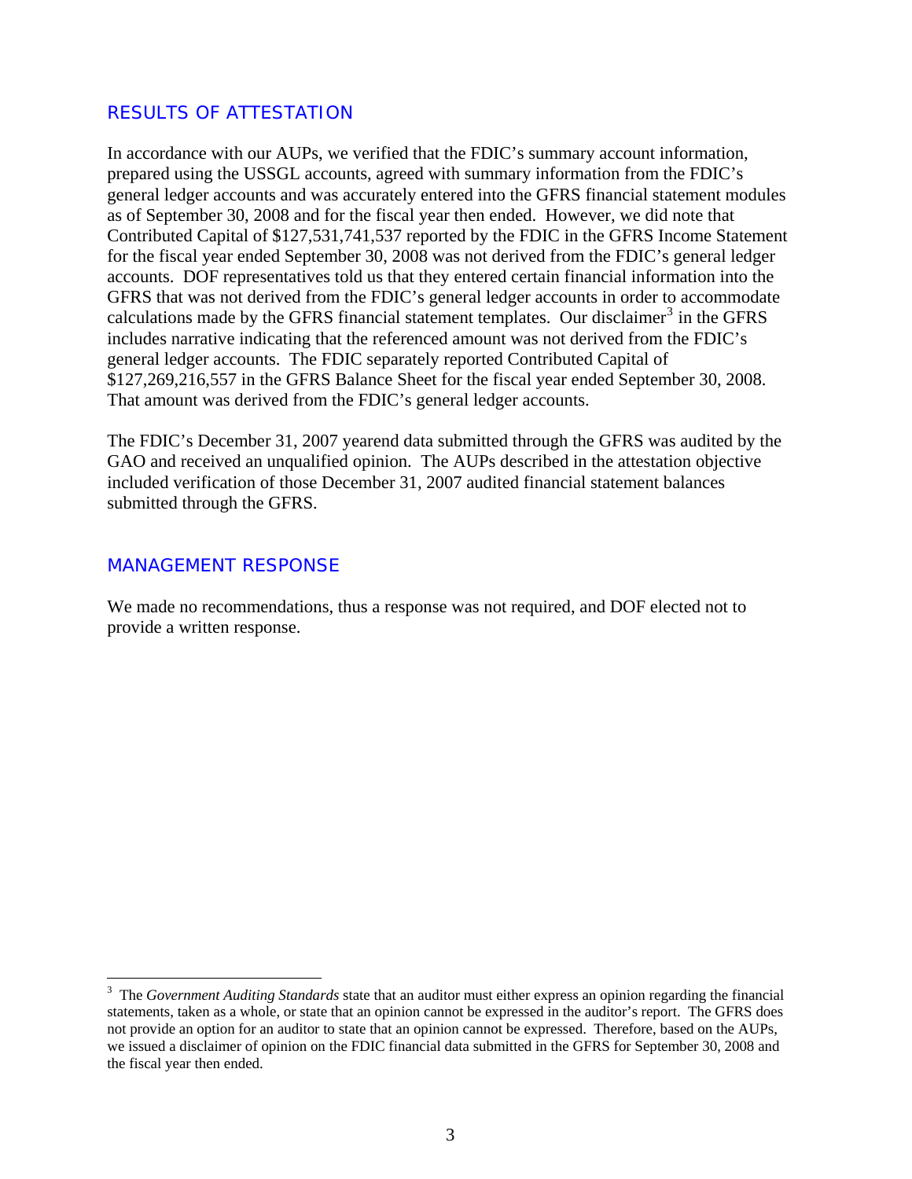## RESULTS OF ATTESTATION

In accordance with our AUPs, we verified that the FDIC's summary account information, prepared using the USSGL accounts, agreed with summary information from the FDIC's general ledger accounts and was accurately entered into the GFRS financial statement modules as of September 30, 2008 and for the fiscal year then ended. However, we did note that Contributed Capital of $127,531,741,537 reported by the FDIC in the GFRS Income Statement for the fiscal year ended September 30, 2008 was not derived from the FDIC's general ledger accounts. DOF representatives told us that they entered certain financial information into the GFRS that was not derived from the FDIC's general ledger accounts in order to accommodate calculations made by the GFRS financial statement templates. Our disclaimer[3] in the GFRS includes narrative indicating that the referenced amount was not derived from the FDIC's general ledger accounts. The FDIC separately reported Contributed Capital of $127,269,216,557 in the GFRS Balance Sheet for the fiscal year ended September 30, 2008. That amount was derived from the FDIC's general ledger accounts.

The FDIC's December 31, 2007 yearend data submitted through the GFRS was audited by the GAO and received an unqualified opinion. The AUPs described in the attestation objective included verification of those December 31, 2007 audited financial statement balances submitted through the GFRS.

## MANAGEMENT RESPONSE

We made no recommendations, thus a response was not required, and DOF elected not to provide a written response.

---

[3] The *Government Auditing Standards* state that an auditor must either express an opinion regarding the financial statements, taken as a whole, or state that an opinion cannot be expressed in the auditor's report. The GFRS does not provide an option for an auditor to state that an opinion cannot be expressed. Therefore, based on the AUPs, we issued a disclaimer of opinion on the FDIC financial data submitted in the GFRS for September 30, 2008 and the fiscal year then ended.